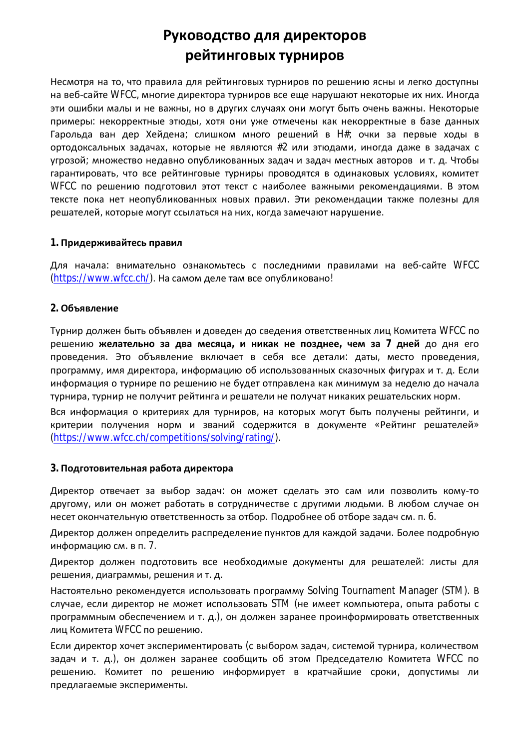# Руководство для директоров рейтинговых турниров

Несмотря на то, что правила для рейтинговых турниров по решению ясны и легко доступны на веб-сайте WFCC, многие директора турниров все еще нарушают некоторые их них. Иногда эти ошибки малы и не важны, но в других случаях они могут быть очень важны. Некоторые примеры: некорректные этюды, хотя они уже отмечены как некорректные в базе данных Гарольда ван дер Хейдена; слишком много решений в H#; очки за первые ходы в ортодоксальных задачах, которые не являются #2 или этюдами, иногда даже в задачах с угрозой; множество недавно опубликованных задач и задач местных авторов и т. д. Чтобы гарантировать, что все рейтинговые турниры проводятся в одинаковых условиях, комитет WFCC по решению подготовил этот текст с наиболее важными рекомендациями. В этом тексте пока нет неопубликованных новых правил. Эти рекомендации также полезны для решателей, которые могут ссылаться на них, когда замечают нарушение.

## 1. Придерживайтесь правил

Для начала: внимательно ознакомьтесь с последними правилами на веб-сайте WFCC (https://www.wfcc.ch/). На самом деле там все опубликовано!

## 2. Объявление

Турнир должен быть объявлен и доведен до сведения ответственных лиц Комитета WFCC по решению **желательно за два месяца, и никак не позднее, чем за 7 дней** до дня его проведения. Это объявление включает в себя все детали: даты, место проведения, программу, имя директора, информацию об использованных сказочных фигурах и т. д. Если информация о турнире по решению не будет отправлена как минимум за неделю до начала турнира, турнир не получит рейтинга и решатели не получат никаких решательских норм.

Вся информация о критериях для турниров, на которых могут быть получены рейтинги, и критерии получения норм и званий содержится в документе «Рейтинг решателей» (https://www.wfcc.ch/competitions/solving/rating/).

## 3. Подготовительная работа директора

Директор отвечает за выбор задач: он может сделать это сам или позволить кому-то другому, или он может работать в сотрудничестве с другими людьми. В любом случае он несет окончательную ответственность за отбор. Подробнее об отборе задач см. п. 6.

Директор должен определить распределение пунктов для каждой задачи. Более подробную информацию см. в п. 7.

Директор должен подготовить все необходимые документы для решателей: листы для решения, диаграммы, решения и т. д.

Настоятельно рекомендуется использовать программу Solving Tournament Manager (STM). В случае, если директор не может использовать STM (не имеет компьютера, опыта работы с программным обеспечением и т. д.), он должен заранее проинформировать ответственных лиц Комитета WFCC по решению.

Если директор хочет экспериментировать (с выбором задач, системой турнира, количеством задач и т. д.), он должен заранее сообщить об этом Председателю Комитета WFCC по решению. Комитет по решению информирует в кратчайшие сроки, допустимы ли предлагаемые эксперименты.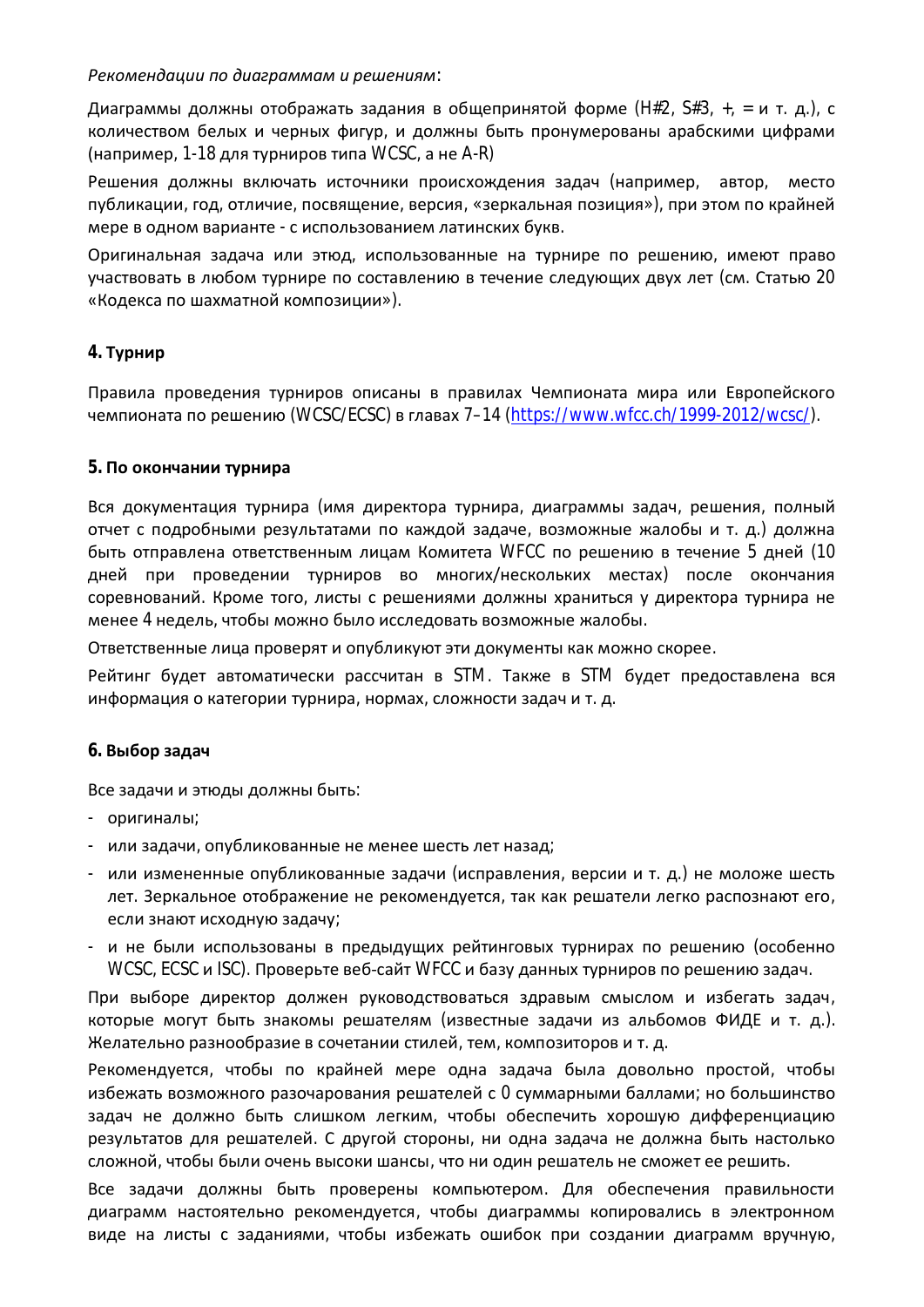*Рекомендации по диаграммам и решениям*:

Диаграммы должны отображать задания в общепринятой форме (H#2, S#3, +, = и т. д.), с количеством белых и черных фигур, и должны быть пронумерованы арабскими цифрами (например, 1-18 для турниров типа WCSC, а не A-R)

Решения должны включать источники происхождения задач (например, автор, место публикации, год, отличие, посвящение, версия, «зеркальная позиция»), при этом по крайней мере в одном варианте - с использованием латинских букв.

Оригинальная задача или этюд, использованные на турнире по решению, имеют право участвовать в любом турнире по составлению в течение следующих двух лет (см. Статью 20 «Кодекса по шахматной композиции»).

## 4. Турнир

Правила проведения турниров описаны в правилах Чемпионата мира или Европейского чемпионата по решению (WCSC/ECSC) в главах 7–14 (https://www.wfcc.ch/1999-2012/wcsc/).

## 5. По окончании турнира

Вся документация турнира (имя директора турнира, диаграммы задач, решения, полный отчет с подробными результатами по каждой задаче, возможные жалобы и т. д.) должна быть отправлена ответственным лицам Комитета WFCC по решению в течение 5 дней (10 дней при проведении турниров во многих/нескольких местах) после окончания соревнований. Кроме того, листы с решениями должны храниться у директора турнира не менее 4 недель, чтобы можно было исследовать возможные жалобы.

Ответственные лица проверят и опубликуют эти документы как можно скорее.

Рейтинг будет автоматически рассчитан в STM. Также в STM будет предоставлена вся информация о категории турнира, нормах, сложности задач и т. д.

## 6. Выбор задач

Все задачи и этюды должны быть:

- оригиналы;
- или задачи, опубликованные не менее шесть лет назад;
- или измененные опубликованные задачи (исправления, версии и т. д.) не моложе шесть лет. Зеркальное отображение не рекомендуется, так как решатели легко распознают его, если знают исходную задачу;
- и не были использованы в предыдущих рейтинговых турнирах по решению (особенно WCSC, ECSC и ISC). Проверьте веб-сайт WFCC и базу данных турниров по решению задач.

При выборе директор должен руководствоваться здравым смыслом и избегать задач, которые могут быть знакомы решателям (известные задачи из альбомов ФИДЕ и т. д.). Желательно разнообразие в сочетании стилей, тем, композиторов и т. д.

Рекомендуется, чтобы по крайней мере одна задача была довольно простой, чтобы избежать возможного разочарования решателей с 0 суммарными баллами; но большинство задач не должно быть слишком легким, чтобы обеспечить хорошую дифференциацию результатов для решателей. С другой стороны, ни одна задача не должна быть настолько сложной, чтобы были очень высоки шансы, что ни один решатель не сможет ее решить.

Все задачи должны быть проверены компьютером. Для обеспечения правильности диаграмм настоятельно рекомендуется, чтобы диаграммы копировались в электронном виде на листы с заданиями, чтобы избежать ошибок при создании диаграмм вручную,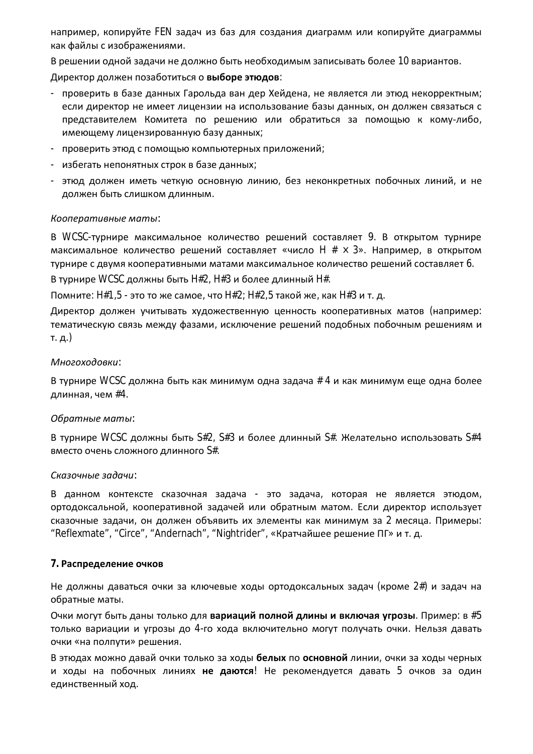например, копируйте FEN задач из баз для создания диаграмм или копируйте диаграммы как файлы с изображениями.

В решении одной задачи не должно быть необходимым записывать более 10 вариантов.

Директор должен позаботиться о **выборе этюдов**:

- проверить в базе данных Гарольда ван дер Хейдена, не является ли этюд некорректным; если директор не имеет лицензии на использование базы данных, он должен связаться с представителем Комитета по решению или обратиться за помощью к кому-либо, имеющему лицензированную базу данных;
- проверить этюд с помощью компьютерных приложений;
- избегать непонятных строк в базе данных;
- этюд должен иметь четкую основную линию, без неконкретных побочных линий, и не должен быть слишком длинным.

*Кооперативные маты*:

В WCSC-турнире максимальное количество решений составляет 9. В открытом турнире максимальное количество решений составляет «число H # × 3». Например, в открытом турнире с двумя кооперативными матами максимальное количество решений составляет 6.

В турнире WCSC должны быть H#2, H#3 и более длинный H#.

Помните: H#1,5 - это то же самое, что H#2; H#2,5 такой же, как H#3 и т. д.

Директор должен учитывать художественную ценность кооперативных матов (например: тематическую связь между фазами, исключение решений подобных побочным решениям и т. д.)

*Многоходовки*:

В турнире WCSC должна быть как минимум одна задача # 4 и как минимум еще одна более длинная, чем #4.

*Обратные маты*:

В турнире WCSC должны быть S#2, S#3 и более длинный S#. Желательно использовать S#4 вместо очень сложного длинного S#.

*Сказочные задачи*:

В данном контексте сказочная задача - это задача, которая не является этюдом, ортодоксальной, кооперативной задачей или обратным матом. Если директор использует сказочные задачи, он должен объявить их элементы как минимум за 2 месяца. Примеры: “Reflexmate”, “Circe”, “Andernach”, “Nightrider”, «Кратчайшее решение ПГ» и т. д.

## 7. Распределение очков

Не должны даваться очки за ключевые ходы ортодоксальных задач (кроме 2#) и задач на обратные маты.

Очки могут быть даны только для **вариаций полной длины и включая угрозы**. Пример: в #5 только вариации и угрозы до 4-го хода включительно могут получать очки. Нельзя давать очки «на полпути» решения.

В этюдах можно давай очки только за ходы **белых** по **основной** линии, очки за ходы черных и ходы на побочных линиях **не даются**! Не рекомендуется давать 5 очков за один единственный ход.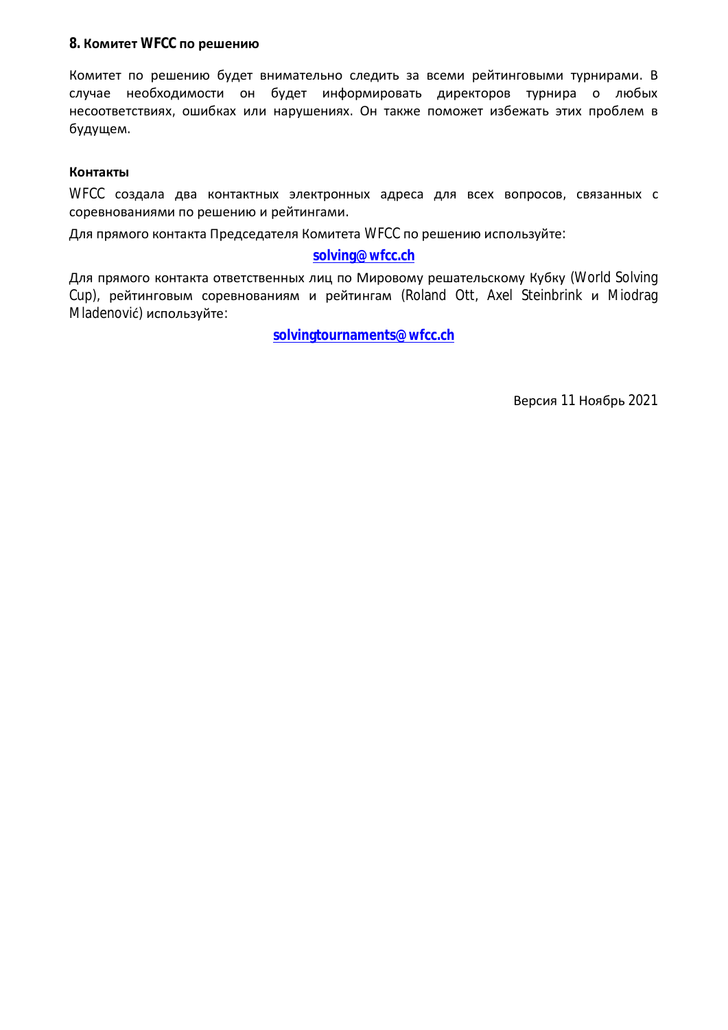## 8. Комитет WFCC по решению

Комитет по решению будет внимательно следить за всеми рейтинговыми турнирами. В случае необходимости он будет информировать директоров турнира о любых несоответствиях, ошибках или нарушениях. Он также поможет избежать этих проблем в будущем.

**Контакты**

WFCC создала два контактных электронных адреса для всех вопросов, связанных с соревнованиями по решению и рейтингами.

Для прямого контакта Председателя Комитета WFCC по решению используйте:

**solving@wfcc.ch**

Для прямого контакта ответственных лиц по Мировому решательскому Кубку (World Solving Cup), рейтинговым соревнованиям и рейтингам (Roland Ott, Axel Steinbrink и Miodrag Mladenović) используйте:

**solvingtournaments@wfcc.ch**

Версия 11 Ноябрь 2021